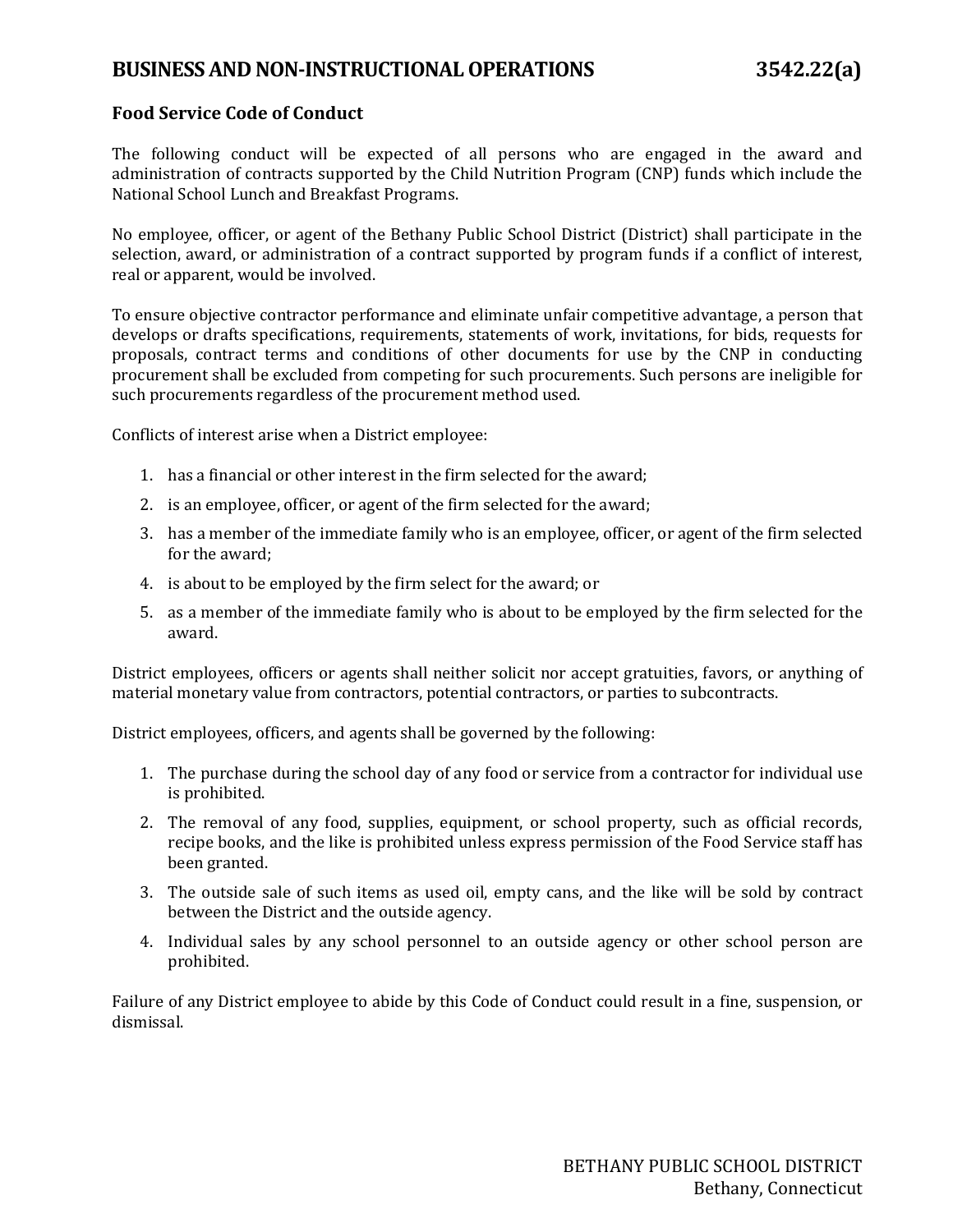# BUSINESS AND NON-INSTRUCTIONAL OPERATIONS 3542.22(a)

## Food Service Code of Conduct

The following conduct will be expected of all persons who are engaged in the award and administration of contracts supported by the Child Nutrition Program (CNP) funds which include the National School Lunch and Breakfast Programs.

No employee, officer, or agent of the Bethany Public School District (District) shall participate in the selection, award, or administration of a contract supported by program funds if a conflict of interest, real or apparent, would be involved.

To ensure objective contractor performance and eliminate unfair competitive advantage, a person that develops or drafts specifications, requirements, statements of work, invitations, for bids, requests for proposals, contract terms and conditions of other documents for use by the CNP in conducting procurement shall be excluded from competing for such procurements. Such persons are ineligible for such procurements regardless of the procurement method used.

Conflicts of interest arise when a District employee:

1. has a financial or other interest in the firm selected for the award;
2. is an employee, officer, or agent of the firm selected for the award;
3. has a member of the immediate family who is an employee, officer, or agent of the firm selected for the award;
4. is about to be employed by the firm select for the award; or
5. as a member of the immediate family who is about to be employed by the firm selected for the award.

District employees, officers or agents shall neither solicit nor accept gratuities, favors, or anything of material monetary value from contractors, potential contractors, or parties to subcontracts.

District employees, officers, and agents shall be governed by the following:

1. The purchase during the school day of any food or service from a contractor for individual use is prohibited.
2. The removal of any food, supplies, equipment, or school property, such as official records, recipe books, and the like is prohibited unless express permission of the Food Service staff has been granted.
3. The outside sale of such items as used oil, empty cans, and the like will be sold by contract between the District and the outside agency.
4. Individual sales by any school personnel to an outside agency or other school person are prohibited.

Failure of any District employee to abide by this Code of Conduct could result in a fine, suspension, or dismissal.

BETHANY PUBLIC SCHOOL DISTRICT
Bethany, Connecticut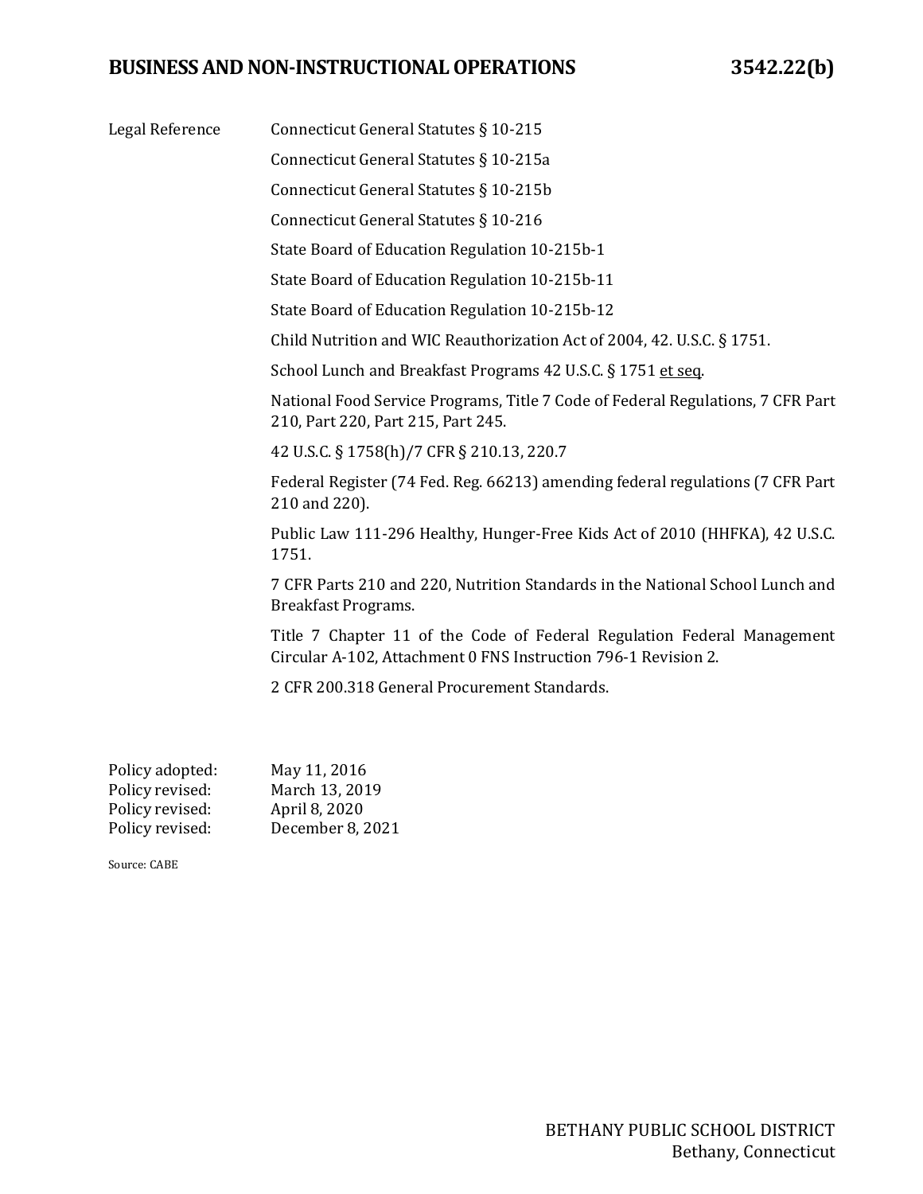Legal Reference

Connecticut General Statutes § 10-215

Connecticut General Statutes § 10-215a

Connecticut General Statutes § 10-215b

Connecticut General Statutes § 10-216

State Board of Education Regulation 10-215b-1

State Board of Education Regulation 10-215b-11

State Board of Education Regulation 10-215b-12

Child Nutrition and WIC Reauthorization Act of 2004, 42. U.S.C. § 1751.

School Lunch and Breakfast Programs 42 U.S.C. § 1751 et seq.

National Food Service Programs, Title 7 Code of Federal Regulations, 7 CFR Part 210, Part 220, Part 215, Part 245.

42 U.S.C. § 1758(h)/7 CFR § 210.13, 220.7

Federal Register (74 Fed. Reg. 66213) amending federal regulations (7 CFR Part 210 and 220).

Public Law 111-296 Healthy, Hunger-Free Kids Act of 2010 (HHFKA), 42 U.S.C. 1751.

7 CFR Parts 210 and 220, Nutrition Standards in the National School Lunch and Breakfast Programs.

Title 7 Chapter 11 of the Code of Federal Regulation Federal Management Circular A-102, Attachment 0 FNS Instruction 796-1 Revision 2.

2 CFR 200.318 General Procurement Standards.

Policy adopted: May 11, 2016
Policy revised: March 13, 2019
Policy revised: April 8, 2020
Policy revised: December 8, 2021

Source: CABE